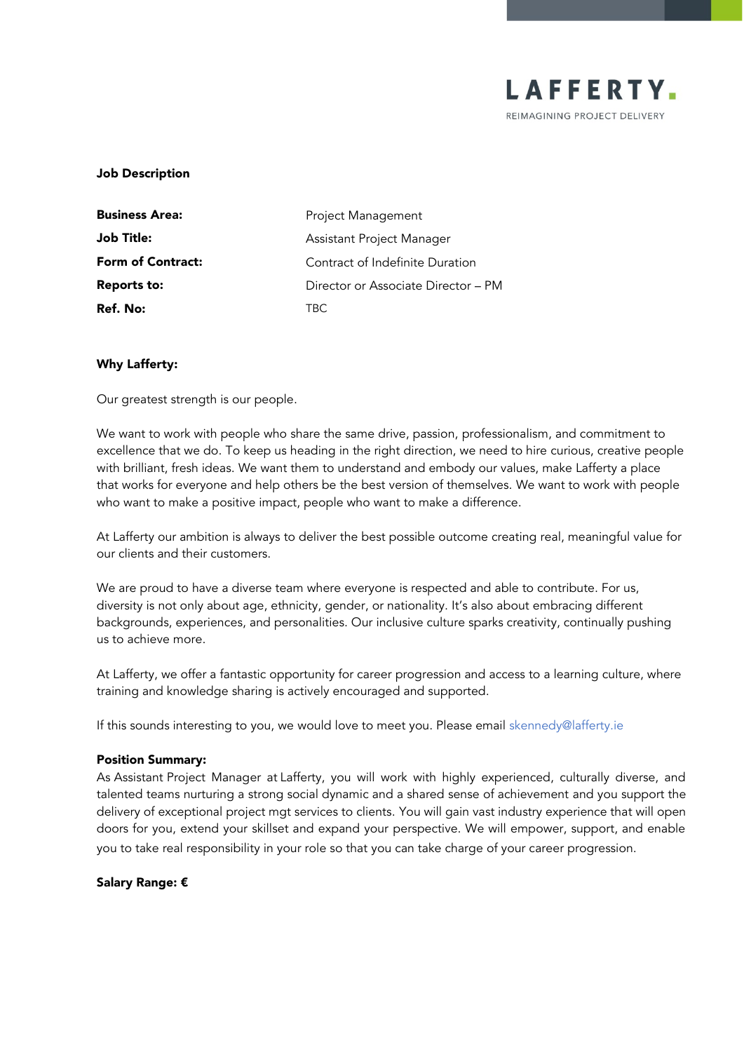LAFFERTY.

REIMAGINING PROJECT DELIVERY

**Job Description**

| | |
|---|---|
| **Business Area:** | Project Management |
| **Job Title:** | Assistant Project Manager |
| **Form of Contract:** | Contract of Indefinite Duration |
| **Reports to:** | Director or Associate Director – PM |
| **Ref. No:** | TBC |

**Why Lafferty:**

Our greatest strength is our people.

We want to work with people who share the same drive, passion, professionalism, and commitment to excellence that we do. To keep us heading in the right direction, we need to hire curious, creative people with brilliant, fresh ideas. We want them to understand and embody our values, make Lafferty a place that works for everyone and help others be the best version of themselves. We want to work with people who want to make a positive impact, people who want to make a difference.

At Lafferty our ambition is always to deliver the best possible outcome creating real, meaningful value for our clients and their customers.

We are proud to have a diverse team where everyone is respected and able to contribute. For us, diversity is not only about age, ethnicity, gender, or nationality. It's also about embracing different backgrounds, experiences, and personalities. Our inclusive culture sparks creativity, continually pushing us to achieve more.

At Lafferty, we offer a fantastic opportunity for career progression and access to a learning culture, where training and knowledge sharing is actively encouraged and supported.

If this sounds interesting to you, we would love to meet you. Please email skennedy@lafferty.ie

**Position Summary:**
As Assistant Project Manager at Lafferty, you will work with highly experienced, culturally diverse, and talented teams nurturing a strong social dynamic and a shared sense of achievement and you support the delivery of exceptional project mgt services to clients. You will gain vast industry experience that will open doors for you, extend your skillset and expand your perspective. We will empower, support, and enable you to take real responsibility in your role so that you can take charge of your career progression.

**Salary Range: €**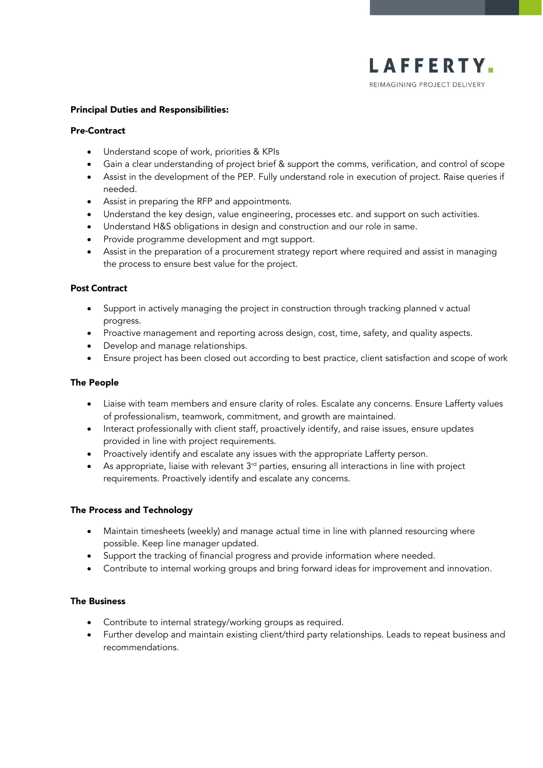**Principal Duties and Responsibilities:**

**Pre-Contract**

- Understand scope of work, priorities & KPIs
- Gain a clear understanding of project brief & support the comms, verification, and control of scope
- Assist in the development of the PEP. Fully understand role in execution of project. Raise queries if needed.
- Assist in preparing the RFP and appointments.
- Understand the key design, value engineering, processes etc. and support on such activities.
- Understand H&S obligations in design and construction and our role in same.
- Provide programme development and mgt support.
- Assist in the preparation of a procurement strategy report where required and assist in managing the process to ensure best value for the project.

**Post Contract**

- Support in actively managing the project in construction through tracking planned v actual progress.
- Proactive management and reporting across design, cost, time, safety, and quality aspects.
- Develop and manage relationships.
- Ensure project has been closed out according to best practice, client satisfaction and scope of work

**The People**

- Liaise with team members and ensure clarity of roles. Escalate any concerns. Ensure Lafferty values of professionalism, teamwork, commitment, and growth are maintained.
- Interact professionally with client staff, proactively identify, and raise issues, ensure updates provided in line with project requirements.
- Proactively identify and escalate any issues with the appropriate Lafferty person.
- As appropriate, liaise with relevant 3rd parties, ensuring all interactions in line with project requirements. Proactively identify and escalate any concerns.

**The Process and Technology**

- Maintain timesheets (weekly) and manage actual time in line with planned resourcing where possible. Keep line manager updated.
- Support the tracking of financial progress and provide information where needed.
- Contribute to internal working groups and bring forward ideas for improvement and innovation.

**The Business**

- Contribute to internal strategy/working groups as required.
- Further develop and maintain existing client/third party relationships. Leads to repeat business and recommendations.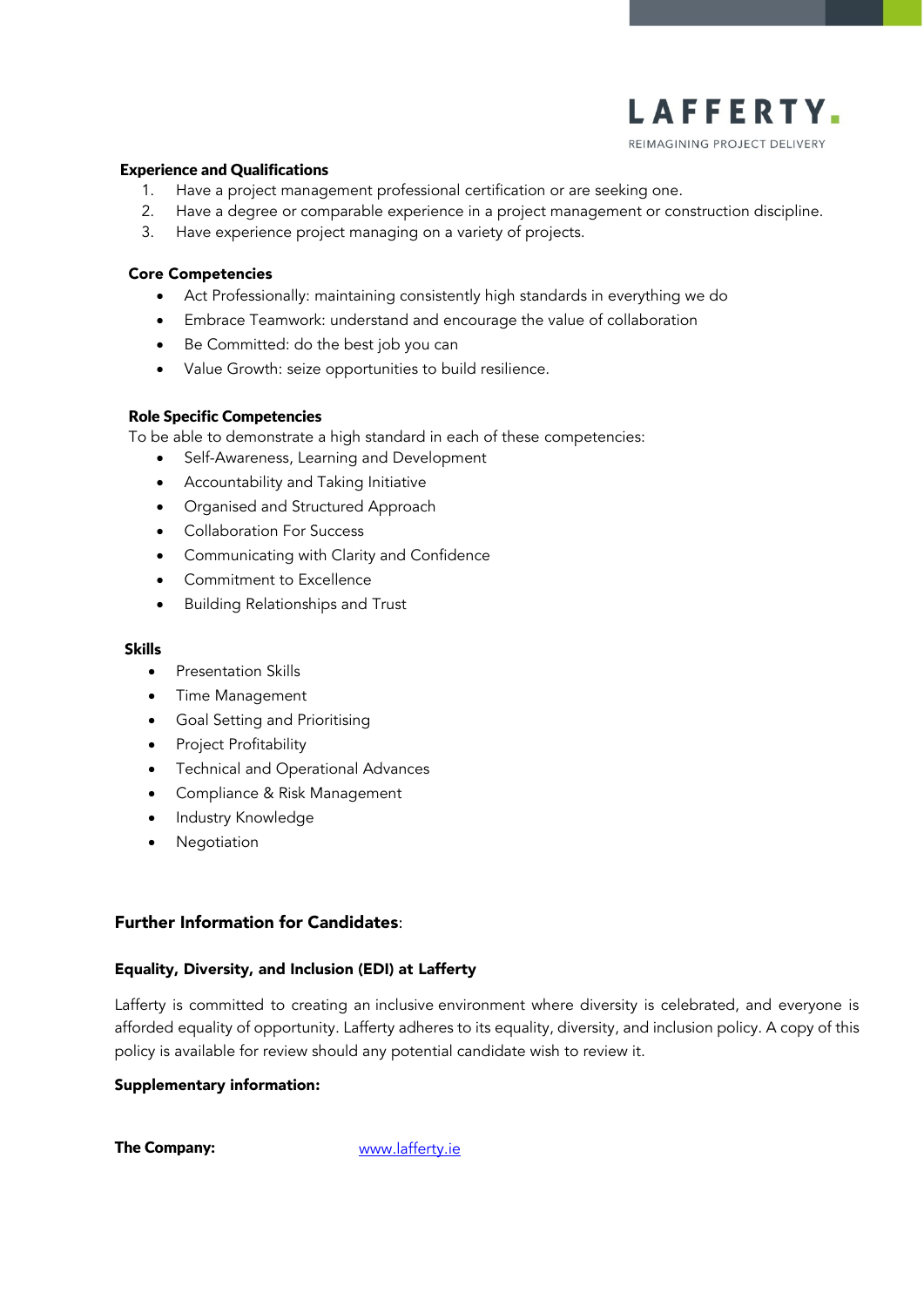### Experience and Qualifications

1. Have a project management professional certification or are seeking one.
2. Have a degree or comparable experience in a project management or construction discipline.
3. Have experience project managing on a variety of projects.

### Core Competencies

- Act Professionally: maintaining consistently high standards in everything we do
- Embrace Teamwork: understand and encourage the value of collaboration
- Be Committed: do the best job you can
- Value Growth: seize opportunities to build resilience.

### Role Specific Competencies

To be able to demonstrate a high standard in each of these competencies:

- Self-Awareness, Learning and Development
- Accountability and Taking Initiative
- Organised and Structured Approach
- Collaboration For Success
- Communicating with Clarity and Confidence
- Commitment to Excellence
- Building Relationships and Trust

### Skills

- Presentation Skills
- Time Management
- Goal Setting and Prioritising
- Project Profitability
- Technical and Operational Advances
- Compliance & Risk Management
- Industry Knowledge
- Negotiation

## Further Information for Candidates:

### Equality, Diversity, and Inclusion (EDI) at Lafferty

Lafferty is committed to creating an inclusive environment where diversity is celebrated, and everyone is afforded equality of opportunity. Lafferty adheres to its equality, diversity, and inclusion policy. A copy of this policy is available for review should any potential candidate wish to review it.

**Supplementary information:**

**The Company:** www.lafferty.ie